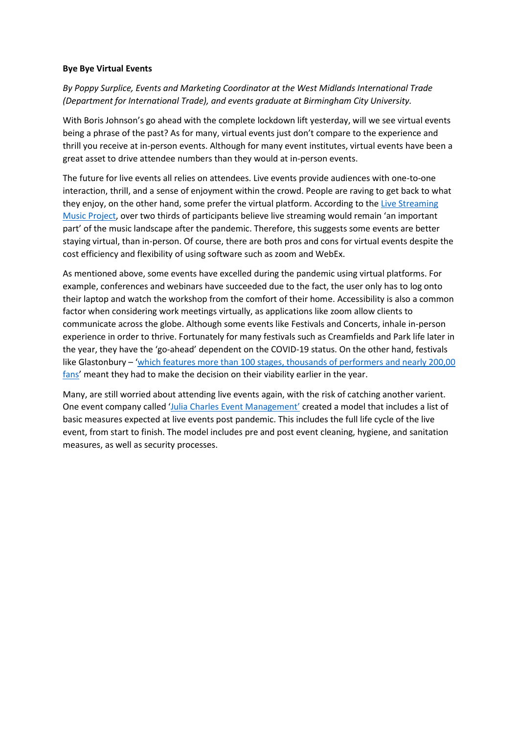**Bye Bye Virtual Events**

*By Poppy Surplice, Events and Marketing Coordinator at the West Midlands International Trade (Department for International Trade), and events graduate at Birmingham City University.*

With Boris Johnson's go ahead with the complete lockdown lift yesterday, will we see virtual events being a phrase of the past? As for many, virtual events just don't compare to the experience and thrill you receive at in-person events. Although for many event institutes, virtual events have been a great asset to drive attendee numbers than they would at in-person events.

The future for live events all relies on attendees. Live events provide audiences with one-to-one interaction, thrill, and a sense of enjoyment within the crowd. People are raving to get back to what they enjoy, on the other hand, some prefer the virtual platform. According to the Live Streaming Music Project, over two thirds of participants believe live streaming would remain 'an important part' of the music landscape after the pandemic. Therefore, this suggests some events are better staying virtual, than in-person. Of course, there are both pros and cons for virtual events despite the cost efficiency and flexibility of using software such as zoom and WebEx.

As mentioned above, some events have excelled during the pandemic using virtual platforms. For example, conferences and webinars have succeeded due to the fact, the user only has to log onto their laptop and watch the workshop from the comfort of their home. Accessibility is also a common factor when considering work meetings virtually, as applications like zoom allow clients to communicate across the globe. Although some events like Festivals and Concerts, inhale in-person experience in order to thrive. Fortunately for many festivals such as Creamfields and Park life later in the year, they have the 'go-ahead' dependent on the COVID-19 status. On the other hand, festivals like Glastonbury – 'which features more than 100 stages, thousands of performers and nearly 200,00 fans' meant they had to make the decision on their viability earlier in the year.

Many, are still worried about attending live events again, with the risk of catching another varient. One event company called 'Julia Charles Event Management' created a model that includes a list of basic measures expected at live events post pandemic. This includes the full life cycle of the live event, from start to finish. The model includes pre and post event cleaning, hygiene, and sanitation measures, as well as security processes.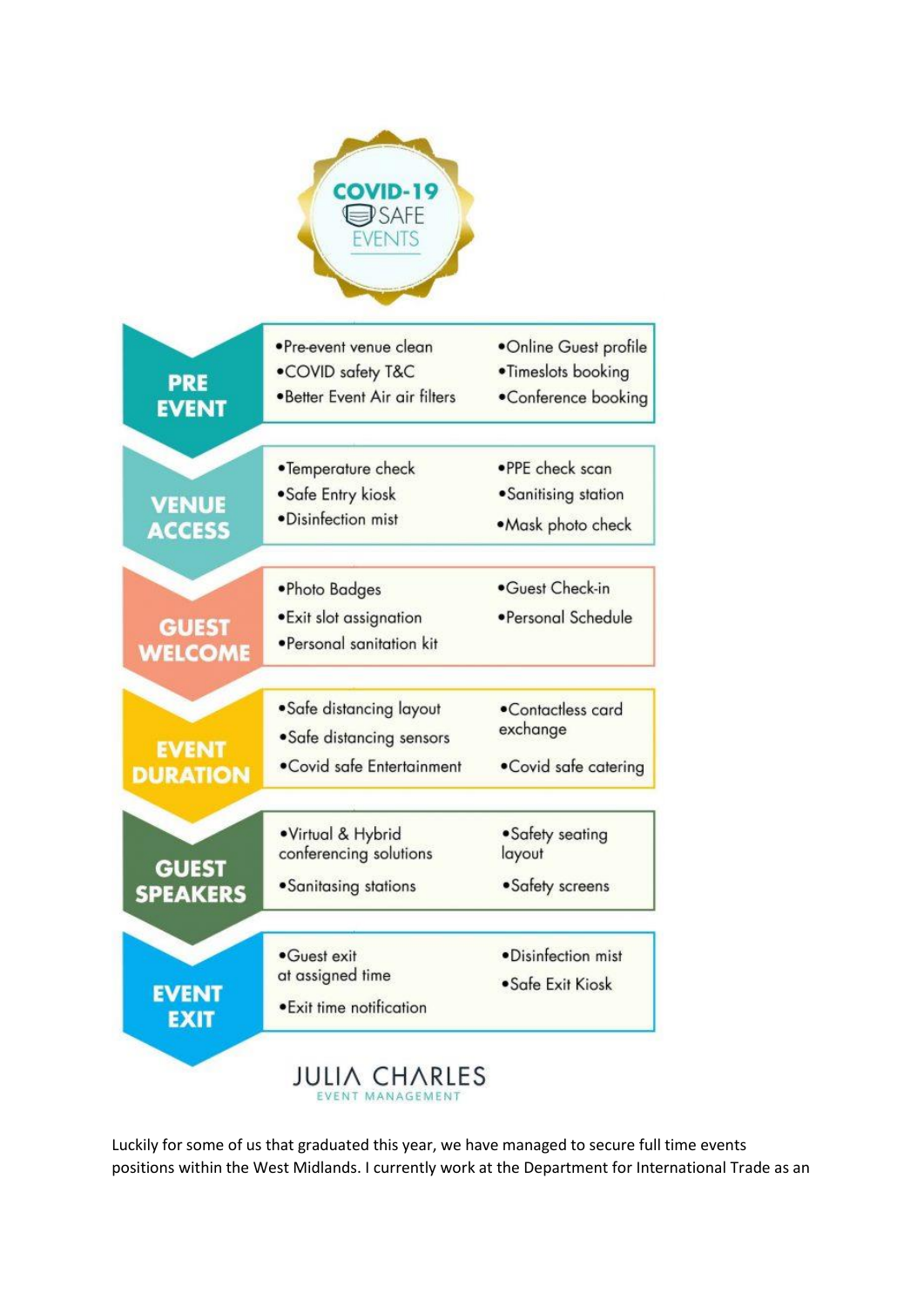COVID-19 SAFE EVENTS

**PRE EVENT**
- Pre-event venue clean
- COVID safety T&C
- Better Event Air air filters
- Online Guest profile
- Timeslots booking
- Conference booking

**VENUE ACCESS**
- Temperature check
- Safe Entry kiosk
- Disinfection mist
- PPE check scan
- Sanitising station
- Mask photo check

**GUEST WELCOME**
- Photo Badges
- Exit slot assignation
- Personal sanitation kit
- Guest Check-in
- Personal Schedule

**EVENT DURATION**
- Safe distancing layout
- Safe distancing sensors
- Covid safe Entertainment
- Contactless card exchange
- Covid safe catering

**GUEST SPEAKERS**
- Virtual & Hybrid conferencing solutions
- Sanitasing stations
- Safety seating layout
- Safety screens

**EVENT EXIT**
- Guest exit at assigned time
- Exit time notification
- Disinfection mist
- Safe Exit Kiosk

JULIA CHARLES EVENT MANAGEMENT

Luckily for some of us that graduated this year, we have managed to secure full time events positions within the West Midlands. I currently work at the Department for International Trade as an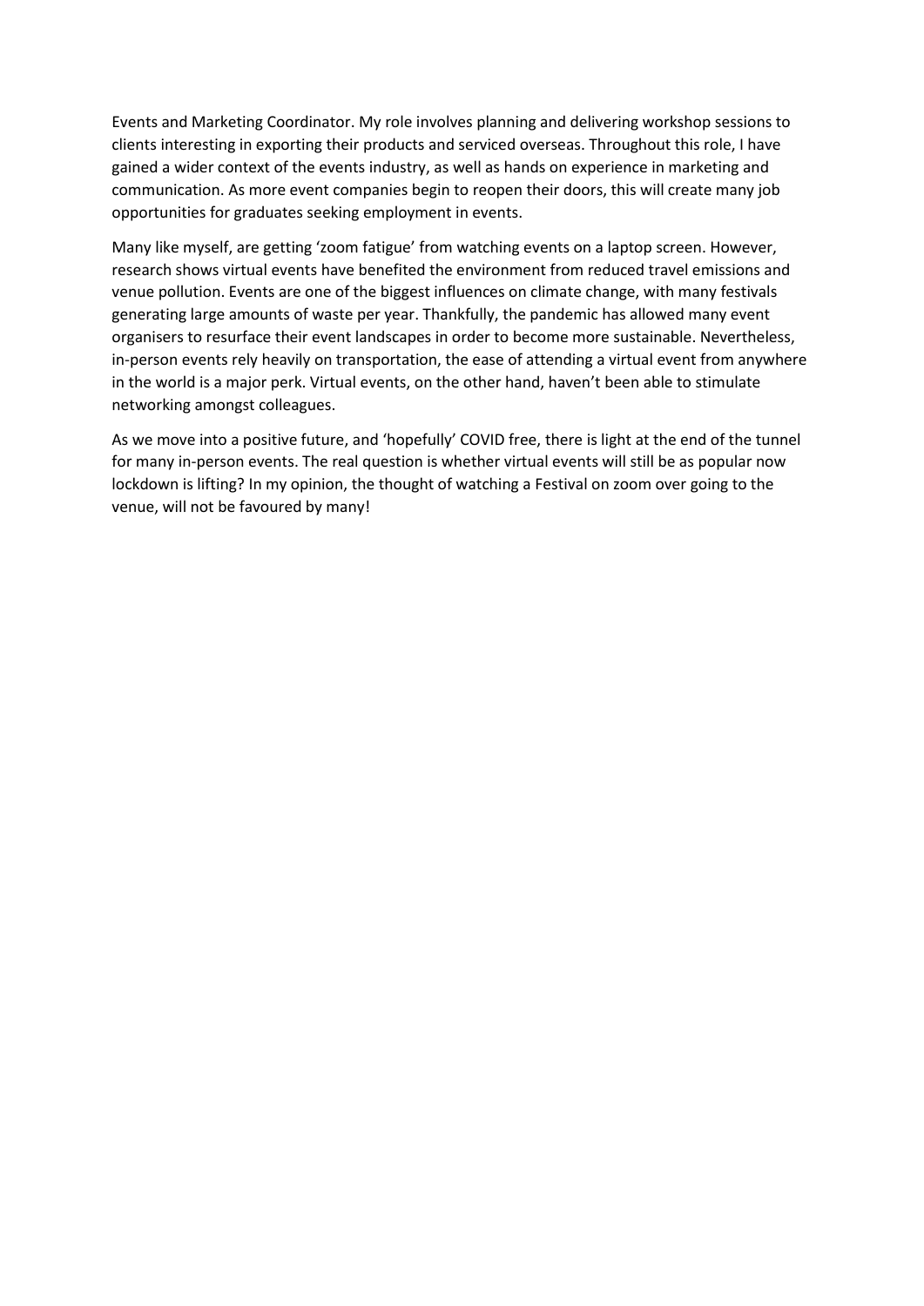Events and Marketing Coordinator. My role involves planning and delivering workshop sessions to clients interesting in exporting their products and serviced overseas. Throughout this role, I have gained a wider context of the events industry, as well as hands on experience in marketing and communication. As more event companies begin to reopen their doors, this will create many job opportunities for graduates seeking employment in events.

Many like myself, are getting 'zoom fatigue' from watching events on a laptop screen. However, research shows virtual events have benefited the environment from reduced travel emissions and venue pollution. Events are one of the biggest influences on climate change, with many festivals generating large amounts of waste per year. Thankfully, the pandemic has allowed many event organisers to resurface their event landscapes in order to become more sustainable. Nevertheless, in-person events rely heavily on transportation, the ease of attending a virtual event from anywhere in the world is a major perk. Virtual events, on the other hand, haven't been able to stimulate networking amongst colleagues.

As we move into a positive future, and 'hopefully' COVID free, there is light at the end of the tunnel for many in-person events. The real question is whether virtual events will still be as popular now lockdown is lifting? In my opinion, the thought of watching a Festival on zoom over going to the venue, will not be favoured by many!